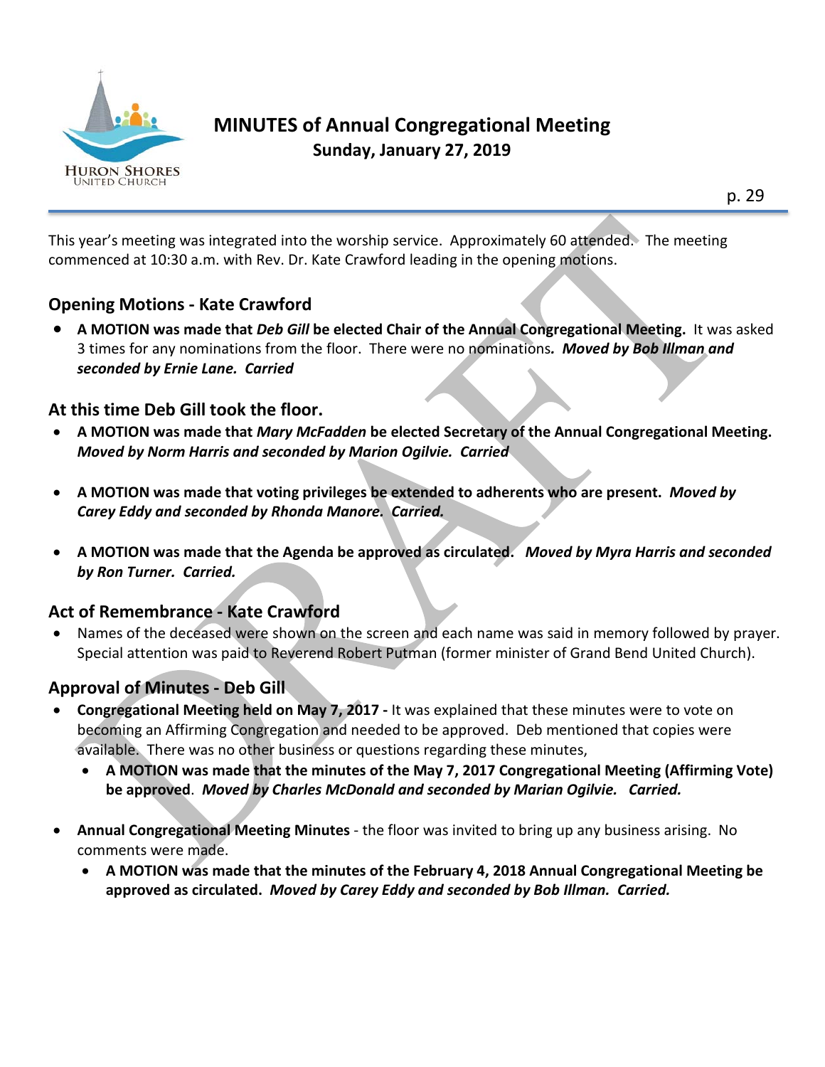# MINUTES of Annual Congregational Meeting

**Sunday, January 27, 2019**

This year's meeting was integrated into the worship service. Approximately 60 attended. The meeting commenced at 10:30 a.m. with Rev. Dr. Kate Crawford leading in the opening motions.

## Opening Motions - Kate Crawford

- **A MOTION was made that *Deb Gill* be elected Chair of the Annual Congregational Meeting.** It was asked 3 times for any nominations from the floor. There were no nominations***. Moved by Bob Illman and seconded by Ernie Lane. Carried***

## At this time Deb Gill took the floor.

- **A MOTION was made that *Mary McFadden* be elected Secretary of the Annual Congregational Meeting. *Moved by Norm Harris and seconded by Marion Ogilvie. Carried***

- **A MOTION was made that voting privileges be extended to adherents who are present. *Moved by Carey Eddy and seconded by Rhonda Manore. Carried.***

- **A MOTION was made that the Agenda be approved as circulated. *Moved by Myra Harris and seconded by Ron Turner. Carried.***

## Act of Remembrance - Kate Crawford

- Names of the deceased were shown on the screen and each name was said in memory followed by prayer. Special attention was paid to Reverend Robert Putman (former minister of Grand Bend United Church).

## Approval of Minutes - Deb Gill

- **Congregational Meeting held on May 7, 2017 -** It was explained that these minutes were to vote on becoming an Affirming Congregation and needed to be approved. Deb mentioned that copies were available. There was no other business or questions regarding these minutes,
  - **A MOTION was made that the minutes of the May 7, 2017 Congregational Meeting (Affirming Vote) be approved**. ***Moved by Charles McDonald and seconded by Marian Ogilvie. Carried.***

- **Annual Congregational Meeting Minutes** - the floor was invited to bring up any business arising. No comments were made.
  - **A MOTION was made that the minutes of the February 4, 2018 Annual Congregational Meeting be approved as circulated. *Moved by Carey Eddy and seconded by Bob Illman. Carried.***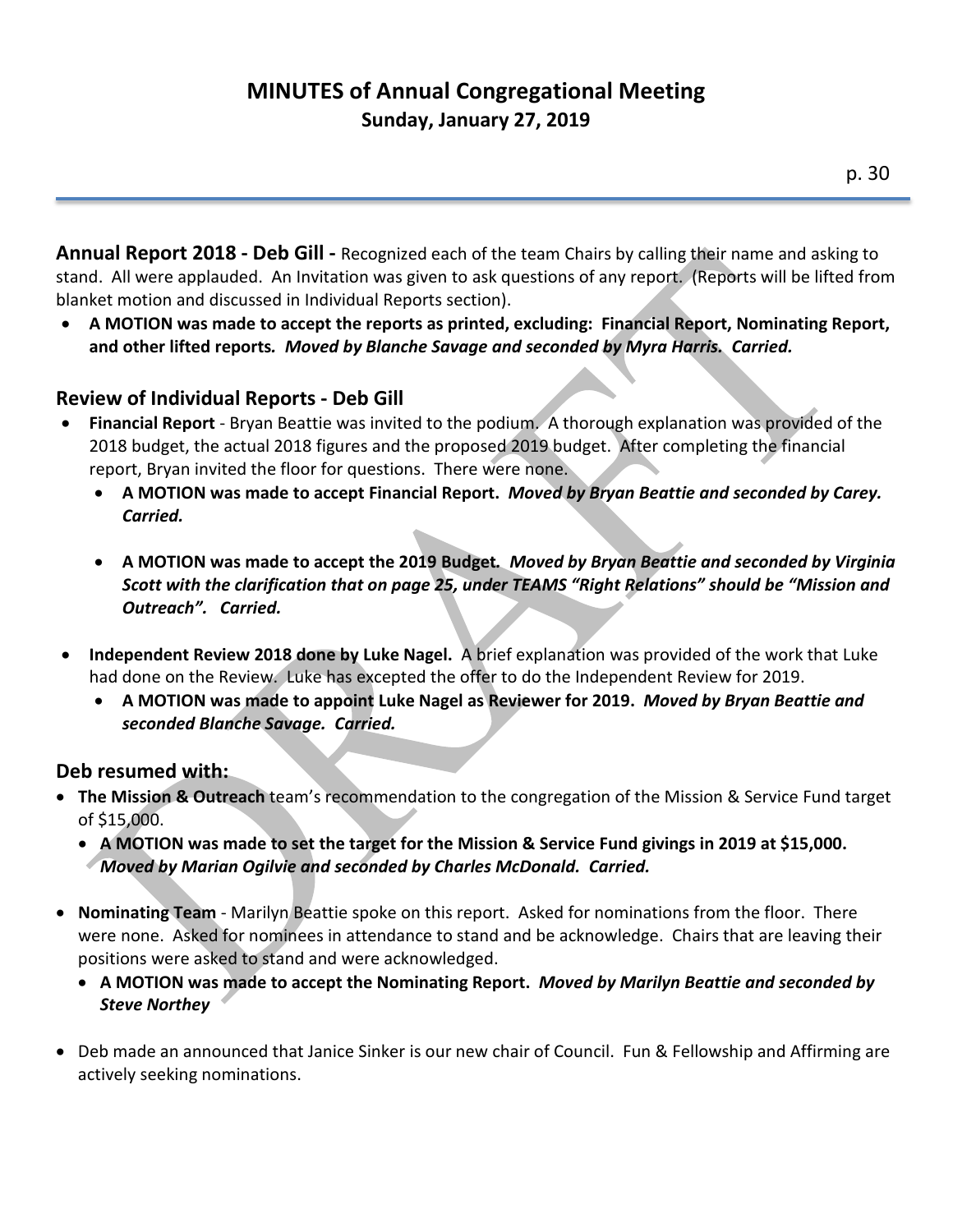# MINUTES of Annual Congregational Meeting
**Sunday, January 27, 2019**

**Annual Report 2018 - Deb Gill -** Recognized each of the team Chairs by calling their name and asking to stand. All were applauded. An Invitation was given to ask questions of any report. (Reports will be lifted from blanket motion and discussed in Individual Reports section).

- **A MOTION was made to accept the reports as printed, excluding: Financial Report, Nominating Report, and other lifted reports.** ***Moved by Blanche Savage and seconded by Myra Harris. Carried.***

## Review of Individual Reports - Deb Gill

- **Financial Report** - Bryan Beattie was invited to the podium. A thorough explanation was provided of the 2018 budget, the actual 2018 figures and the proposed 2019 budget. After completing the financial report, Bryan invited the floor for questions. There were none.
  - **A MOTION was made to accept Financial Report.** ***Moved by Bryan Beattie and seconded by Carey. Carried.***
  - **A MOTION was made to accept the 2019 Budget.** ***Moved by Bryan Beattie and seconded by Virginia Scott with the clarification that on page 25, under TEAMS "Right Relations" should be "Mission and Outreach". Carried.***
- **Independent Review 2018 done by Luke Nagel.** A brief explanation was provided of the work that Luke had done on the Review. Luke has excepted the offer to do the Independent Review for 2019.
  - **A MOTION was made to appoint Luke Nagel as Reviewer for 2019.** ***Moved by Bryan Beattie and seconded Blanche Savage. Carried.***

## Deb resumed with:

- **The Mission & Outreach** team's recommendation to the congregation of the Mission & Service Fund target of $15,000.
  - **A MOTION was made to set the target for the Mission & Service Fund givings in 2019 at $15,000.** ***Moved by Marian Ogilvie and seconded by Charles McDonald. Carried.***
- **Nominating Team** - Marilyn Beattie spoke on this report. Asked for nominations from the floor. There were none. Asked for nominees in attendance to stand and be acknowledge. Chairs that are leaving their positions were asked to stand and were acknowledged.
  - **A MOTION was made to accept the Nominating Report.** ***Moved by Marilyn Beattie and seconded by Steve Northey***
- Deb made an announced that Janice Sinker is our new chair of Council. Fun & Fellowship and Affirming are actively seeking nominations.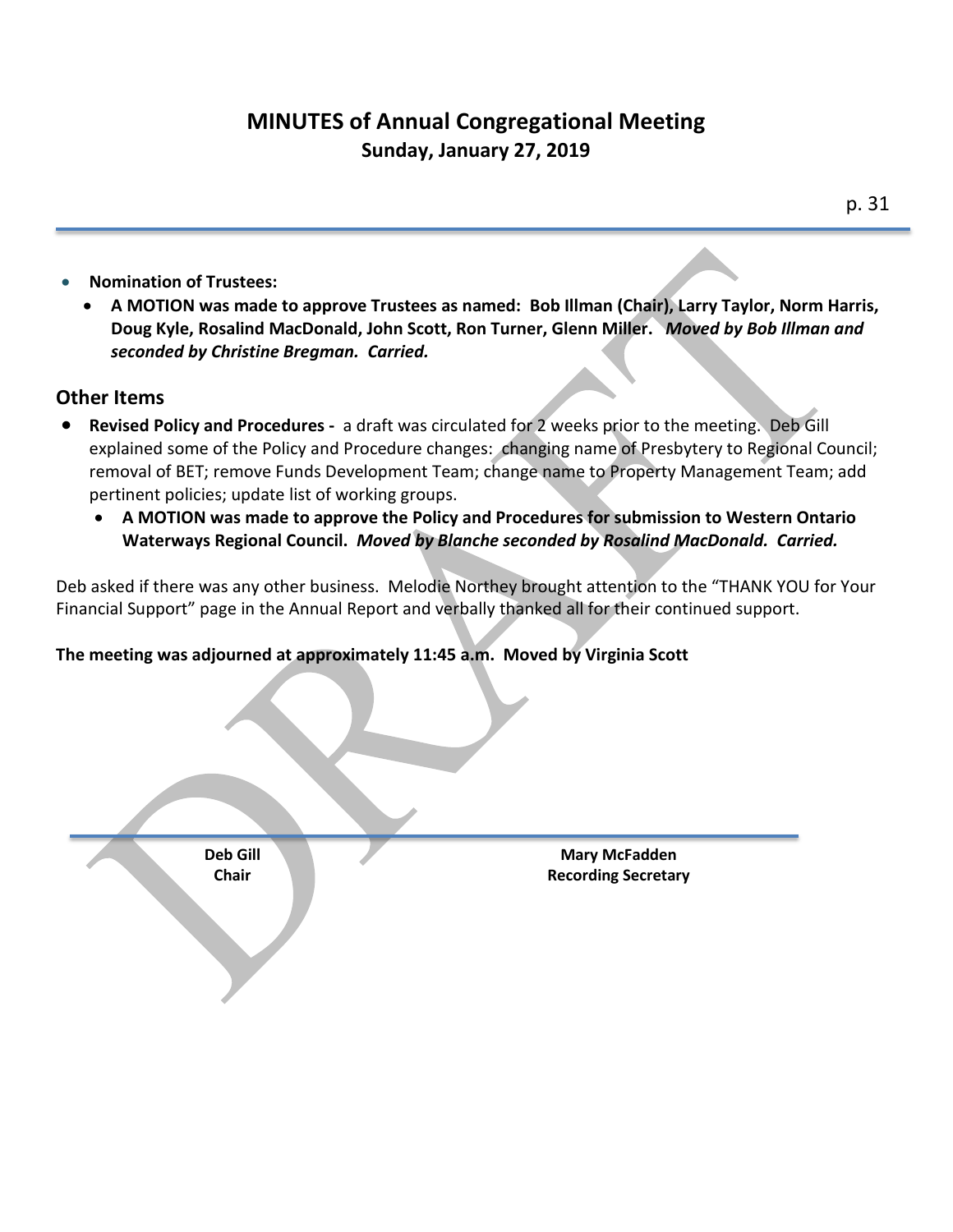# MINUTES of Annual Congregational Meeting

**Sunday, January 27, 2019**

- **Nomination of Trustees:**
  - **A MOTION was made to approve Trustees as named: Bob Illman (Chair), Larry Taylor, Norm Harris, Doug Kyle, Rosalind MacDonald, John Scott, Ron Turner, Glenn Miller.** ***Moved by Bob Illman and seconded by Christine Bregman. Carried.***

## Other Items

- **Revised Policy and Procedures -** a draft was circulated for 2 weeks prior to the meeting. Deb Gill explained some of the Policy and Procedure changes: changing name of Presbytery to Regional Council; removal of BET; remove Funds Development Team; change name to Property Management Team; add pertinent policies; update list of working groups.
  - **A MOTION was made to approve the Policy and Procedures for submission to Western Ontario Waterways Regional Council.** ***Moved by Blanche seconded by Rosalind MacDonald. Carried.***

Deb asked if there was any other business. Melodie Northey brought attention to the "THANK YOU for Your Financial Support" page in the Annual Report and verbally thanked all for their continued support.

**The meeting was adjourned at approximately 11:45 a.m. Moved by Virginia Scott**

| | |
|---|---|
| **Deb Gill**<br>**Chair** | **Mary McFadden**<br>**Recording Secretary** |

DRAFT